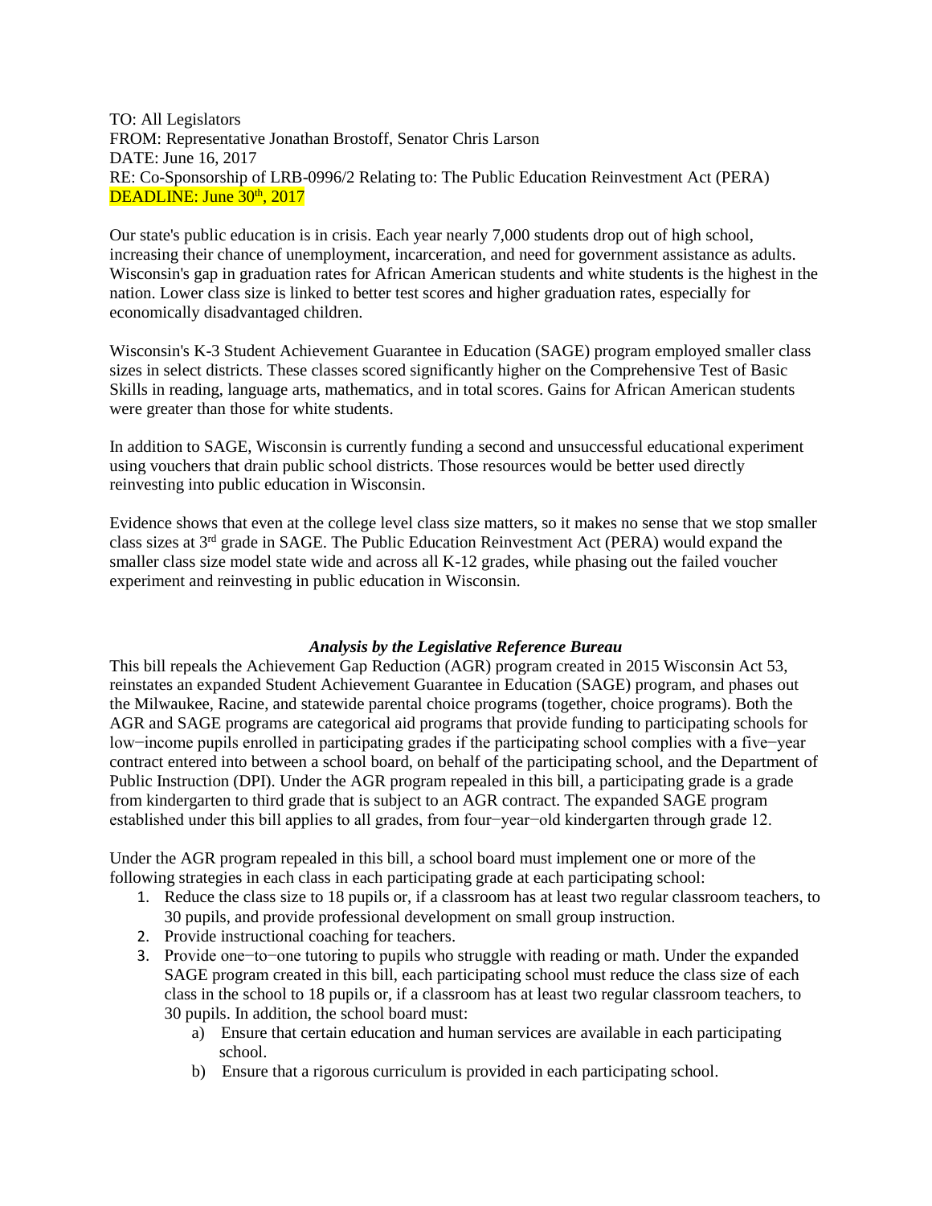TO: All Legislators
FROM: Representative Jonathan Brostoff, Senator Chris Larson
DATE: June 16, 2017
RE: Co-Sponsorship of LRB-0996/2 Relating to: The Public Education Reinvestment Act (PERA)
DEADLINE: June 30th, 2017

Our state's public education is in crisis. Each year nearly 7,000 students drop out of high school, increasing their chance of unemployment, incarceration, and need for government assistance as adults. Wisconsin's gap in graduation rates for African American students and white students is the highest in the nation. Lower class size is linked to better test scores and higher graduation rates, especially for economically disadvantaged children.

Wisconsin's K-3 Student Achievement Guarantee in Education (SAGE) program employed smaller class sizes in select districts. These classes scored significantly higher on the Comprehensive Test of Basic Skills in reading, language arts, mathematics, and in total scores. Gains for African American students were greater than those for white students.

In addition to SAGE, Wisconsin is currently funding a second and unsuccessful educational experiment using vouchers that drain public school districts. Those resources would be better used directly reinvesting into public education in Wisconsin.

Evidence shows that even at the college level class size matters, so it makes no sense that we stop smaller class sizes at 3rd grade in SAGE. The Public Education Reinvestment Act (PERA) would expand the smaller class size model state wide and across all K-12 grades, while phasing out the failed voucher experiment and reinvesting in public education in Wisconsin.

### *Analysis by the Legislative Reference Bureau*

This bill repeals the Achievement Gap Reduction (AGR) program created in 2015 Wisconsin Act 53, reinstates an expanded Student Achievement Guarantee in Education (SAGE) program, and phases out the Milwaukee, Racine, and statewide parental choice programs (together, choice programs). Both the AGR and SAGE programs are categorical aid programs that provide funding to participating schools for low−income pupils enrolled in participating grades if the participating school complies with a five−year contract entered into between a school board, on behalf of the participating school, and the Department of Public Instruction (DPI). Under the AGR program repealed in this bill, a participating grade is a grade from kindergarten to third grade that is subject to an AGR contract. The expanded SAGE program established under this bill applies to all grades, from four−year−old kindergarten through grade 12.

Under the AGR program repealed in this bill, a school board must implement one or more of the following strategies in each class in each participating grade at each participating school:

1. Reduce the class size to 18 pupils or, if a classroom has at least two regular classroom teachers, to 30 pupils, and provide professional development on small group instruction.
2. Provide instructional coaching for teachers.
3. Provide one−to−one tutoring to pupils who struggle with reading or math. Under the expanded SAGE program created in this bill, each participating school must reduce the class size of each class in the school to 18 pupils or, if a classroom has at least two regular classroom teachers, to 30 pupils. In addition, the school board must:
    a) Ensure that certain education and human services are available in each participating school.
    b) Ensure that a rigorous curriculum is provided in each participating school.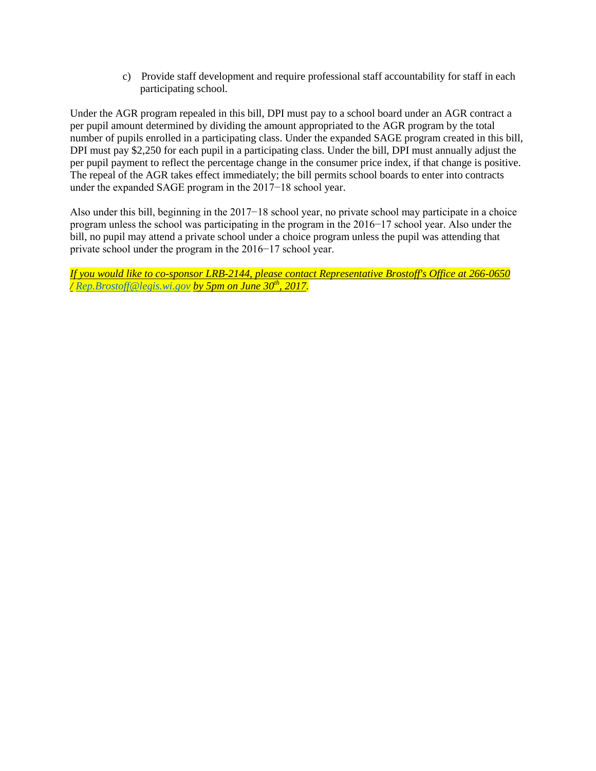c) Provide staff development and require professional staff accountability for staff in each participating school.

Under the AGR program repealed in this bill, DPI must pay to a school board under an AGR contract a per pupil amount determined by dividing the amount appropriated to the AGR program by the total number of pupils enrolled in a participating class. Under the expanded SAGE program created in this bill, DPI must pay $2,250 for each pupil in a participating class. Under the bill, DPI must annually adjust the per pupil payment to reflect the percentage change in the consumer price index, if that change is positive. The repeal of the AGR takes effect immediately; the bill permits school boards to enter into contracts under the expanded SAGE program in the 2017−18 school year.

Also under this bill, beginning in the 2017−18 school year, no private school may participate in a choice program unless the school was participating in the program in the 2016−17 school year. Also under the bill, no pupil may attend a private school under a choice program unless the pupil was attending that private school under the program in the 2016−17 school year.

*If you would like to co-sponsor LRB-2144, please contact Representative Brostoff's Office at 266-0650 / Rep.Brostoff@legis.wi.gov by 5pm on June 30th, 2017.*